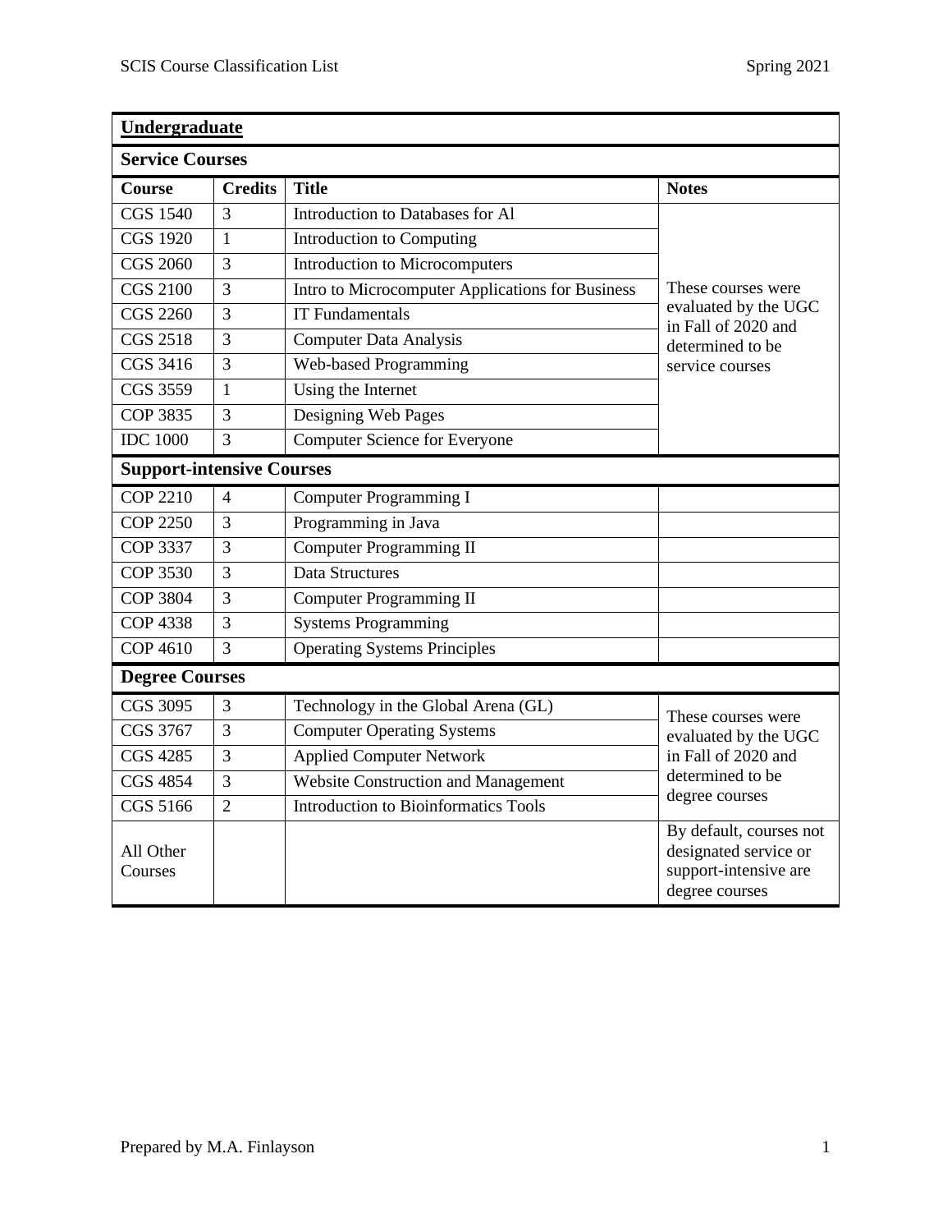| **Undergraduate** | | | |
|---|---|---|---|
| **Service Courses** | | | |
| **Course** | **Credits** | **Title** | **Notes** |
| CGS 1540 | 3 | Introduction to Databases for Al | These courses were evaluated by the UGC in Fall of 2020 and determined to be service courses |
| CGS 1920 | 1 | Introduction to Computing | |
| CGS 2060 | 3 | Introduction to Microcomputers | |
| CGS 2100 | 3 | Intro to Microcomputer Applications for Business | |
| CGS 2260 | 3 | IT Fundamentals | |
| CGS 2518 | 3 | Computer Data Analysis | |
| CGS 3416 | 3 | Web-based Programming | |
| CGS 3559 | 1 | Using the Internet | |
| COP 3835 | 3 | Designing Web Pages | |
| IDC 1000 | 3 | Computer Science for Everyone | |
| **Support-intensive Courses** | | | |
| COP 2210 | 4 | Computer Programming I | |
| COP 2250 | 3 | Programming in Java | |
| COP 3337 | 3 | Computer Programming II | |
| COP 3530 | 3 | Data Structures | |
| COP 3804 | 3 | Computer Programming II | |
| COP 4338 | 3 | Systems Programming | |
| COP 4610 | 3 | Operating Systems Principles | |
| **Degree Courses** | | | |
| CGS 3095 | 3 | Technology in the Global Arena (GL) | These courses were evaluated by the UGC in Fall of 2020 and determined to be degree courses |
| CGS 3767 | 3 | Computer Operating Systems | |
| CGS 4285 | 3 | Applied Computer Network | |
| CGS 4854 | 3 | Website Construction and Management | |
| CGS 5166 | 2 | Introduction to Bioinformatics Tools | |
| All Other Courses | | | By default, courses not designated service or support-intensive are degree courses |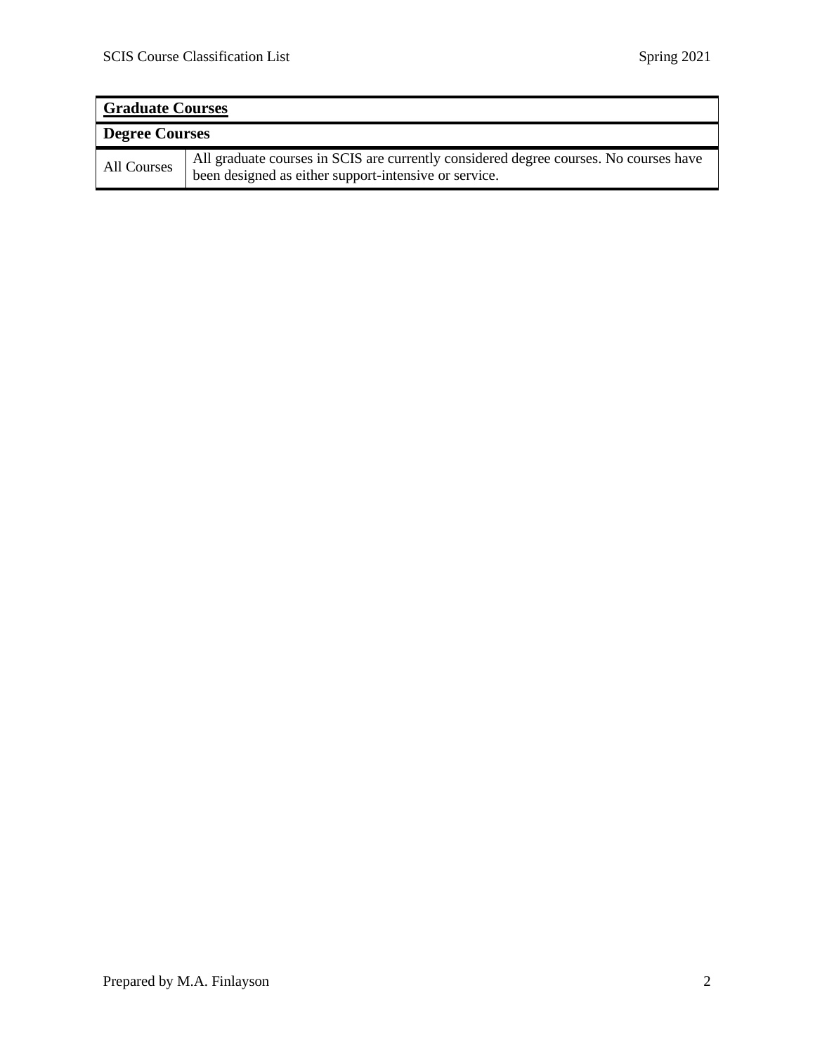| **Graduate Courses** | |
|---|---|
| **Degree Courses** | |
| All Courses | All graduate courses in SCIS are currently considered degree courses. No courses have been designed as either support-intensive or service. |